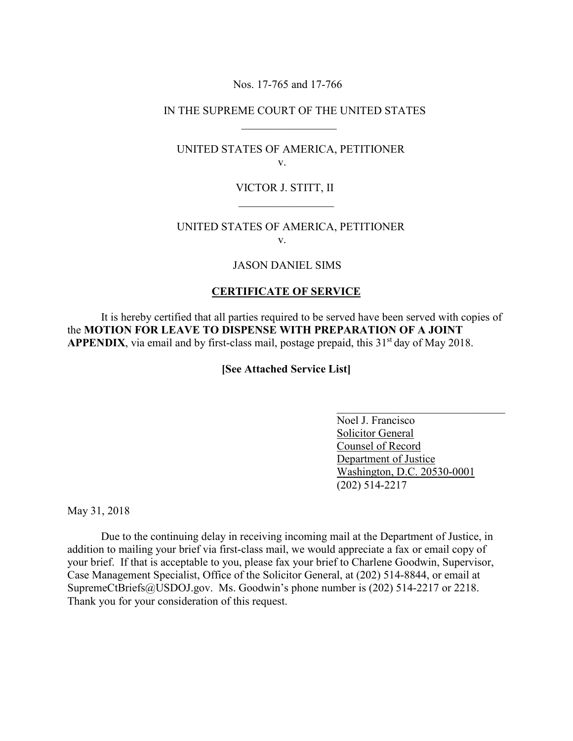Nos. 17-765 and 17-766

IN THE SUPREME COURT OF THE UNITED STATES

---

UNITED STATES OF AMERICA, PETITIONER
v.

VICTOR J. STITT, II

---

UNITED STATES OF AMERICA, PETITIONER
v.

JASON DANIEL SIMS

## CERTIFICATE OF SERVICE

It is hereby certified that all parties required to be served have been served with copies of the **MOTION FOR LEAVE TO DISPENSE WITH PREPARATION OF A JOINT APPENDIX**, via email and by first-class mail, postage prepaid, this 31st day of May 2018.

**[See Attached Service List]**

Noel J. Francisco
Solicitor General
Counsel of Record
Department of Justice
Washington, D.C. 20530-0001
(202) 514-2217

May 31, 2018

Due to the continuing delay in receiving incoming mail at the Department of Justice, in addition to mailing your brief via first-class mail, we would appreciate a fax or email copy of your brief. If that is acceptable to you, please fax your brief to Charlene Goodwin, Supervisor, Case Management Specialist, Office of the Solicitor General, at (202) 514-8844, or email at SupremeCtBriefs@USDOJ.gov. Ms. Goodwin's phone number is (202) 514-2217 or 2218. Thank you for your consideration of this request.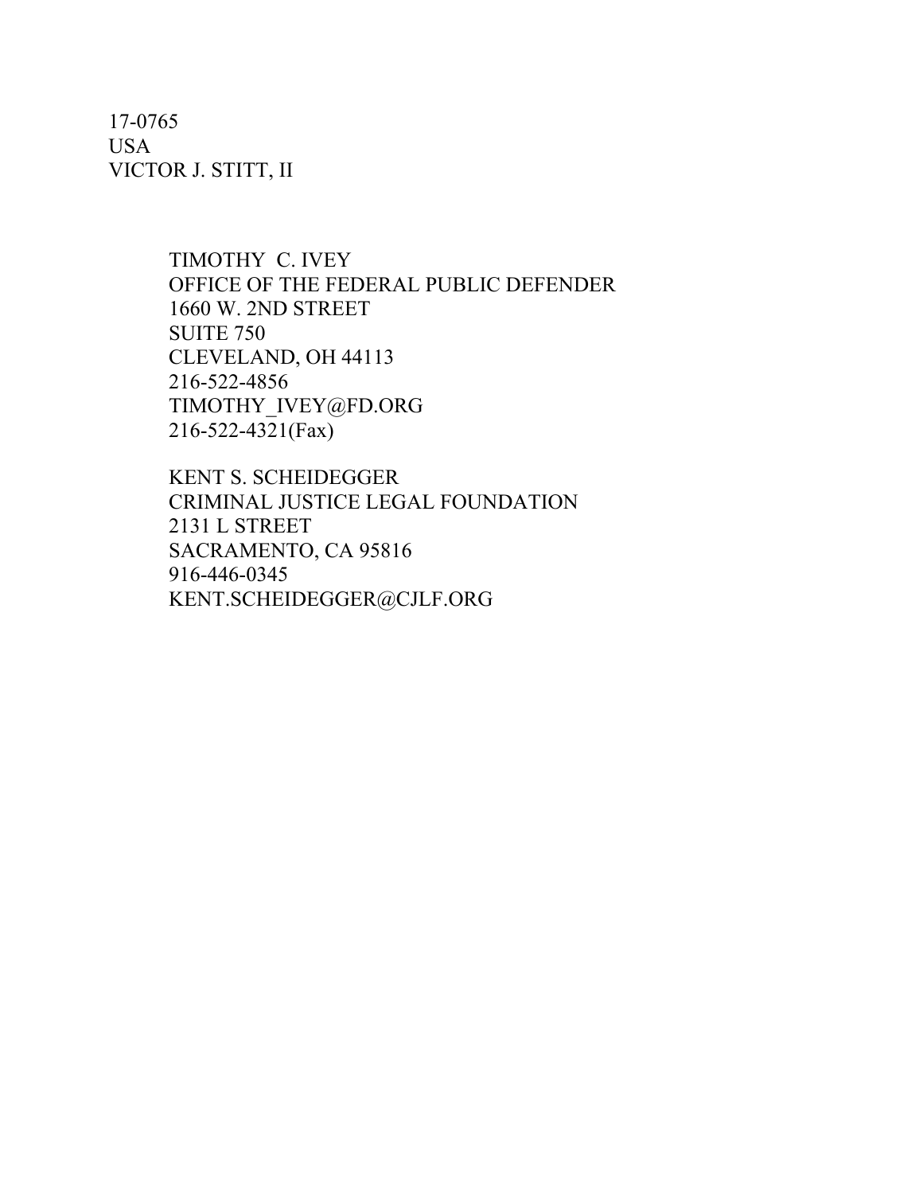17-0765
USA
VICTOR J. STITT, II

TIMOTHY C. IVEY
OFFICE OF THE FEDERAL PUBLIC DEFENDER
1660 W. 2ND STREET
SUITE 750
CLEVELAND, OH 44113
216-522-4856
TIMOTHY_IVEY@FD.ORG
216-522-4321(Fax)

KENT S. SCHEIDEGGER
CRIMINAL JUSTICE LEGAL FOUNDATION
2131 L STREET
SACRAMENTO, CA 95816
916-446-0345
KENT.SCHEIDEGGER@CJLF.ORG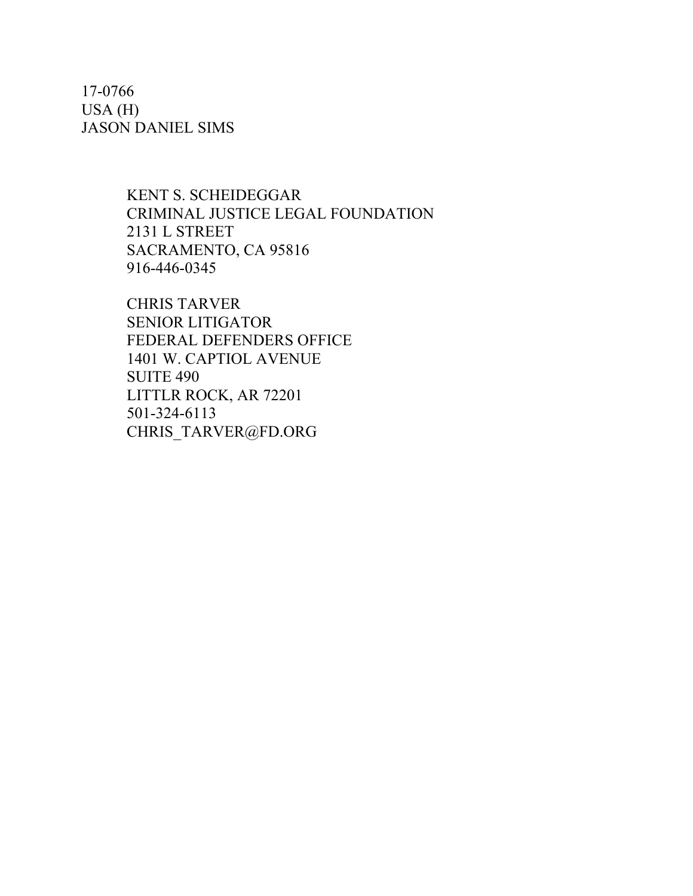17-0766
USA (H)
JASON DANIEL SIMS

KENT S. SCHEIDEGGAR
CRIMINAL JUSTICE LEGAL FOUNDATION
2131 L STREET
SACRAMENTO, CA 95816
916-446-0345

CHRIS TARVER
SENIOR LITIGATOR
FEDERAL DEFENDERS OFFICE
1401 W. CAPTIOL AVENUE
SUITE 490
LITTLR ROCK, AR 72201
501-324-6113
CHRIS_TARVER@FD.ORG